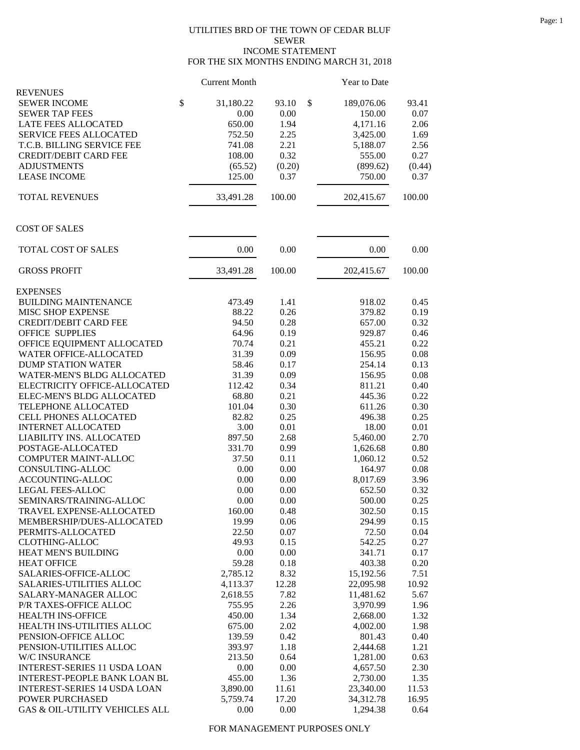# UTILITIES BRD OF THE TOWN OF CEDAR BLUF
## SEWER
## INCOME STATEMENT
## FOR THE SIX MONTHS ENDING MARCH 31, 2018

| | Current Month | | Year to Date | |
|---|---|---|---|---|
| **REVENUES** | | | | |
| SEWER INCOME | $ 31,180.22 | 93.10 | $ 189,076.06 | 93.41 |
| SEWER TAP FEES | 0.00 | 0.00 | 150.00 | 0.07 |
| LATE FEES ALLOCATED | 650.00 | 1.94 | 4,171.16 | 2.06 |
| SERVICE FEES ALLOCATED | 752.50 | 2.25 | 3,425.00 | 1.69 |
| T.C.B. BILLING SERVICE FEE | 741.08 | 2.21 | 5,188.07 | 2.56 |
| CREDIT/DEBIT CARD FEE | 108.00 | 0.32 | 555.00 | 0.27 |
| ADJUSTMENTS | (65.52) | (0.20) | (899.62) | (0.44) |
| LEASE INCOME | 125.00 | 0.37 | 750.00 | 0.37 |
| TOTAL REVENUES | 33,491.28 | 100.00 | 202,415.67 | 100.00 |
| **COST OF SALES** | | | | |
| TOTAL COST OF SALES | 0.00 | 0.00 | 0.00 | 0.00 |
| GROSS PROFIT | 33,491.28 | 100.00 | 202,415.67 | 100.00 |
| **EXPENSES** | | | | |
| BUILDING MAINTENANCE | 473.49 | 1.41 | 918.02 | 0.45 |
| MISC SHOP EXPENSE | 88.22 | 0.26 | 379.82 | 0.19 |
| CREDIT/DEBIT CARD FEE | 94.50 | 0.28 | 657.00 | 0.32 |
| OFFICE SUPPLIES | 64.96 | 0.19 | 929.87 | 0.46 |
| OFFICE EQUIPMENT ALLOCATED | 70.74 | 0.21 | 455.21 | 0.22 |
| WATER OFFICE-ALLOCATED | 31.39 | 0.09 | 156.95 | 0.08 |
| DUMP STATION WATER | 58.46 | 0.17 | 254.14 | 0.13 |
| WATER-MEN'S BLDG ALLOCATED | 31.39 | 0.09 | 156.95 | 0.08 |
| ELECTRICITY OFFICE-ALLOCATED | 112.42 | 0.34 | 811.21 | 0.40 |
| ELEC-MEN'S BLDG ALLOCATED | 68.80 | 0.21 | 445.36 | 0.22 |
| TELEPHONE ALLOCATED | 101.04 | 0.30 | 611.26 | 0.30 |
| CELL PHONES ALLOCATED | 82.82 | 0.25 | 496.38 | 0.25 |
| INTERNET ALLOCATED | 3.00 | 0.01 | 18.00 | 0.01 |
| LIABILITY INS. ALLOCATED | 897.50 | 2.68 | 5,460.00 | 2.70 |
| POSTAGE-ALLOCATED | 331.70 | 0.99 | 1,626.68 | 0.80 |
| COMPUTER MAINT-ALLOC | 37.50 | 0.11 | 1,060.12 | 0.52 |
| CONSULTING-ALLOC | 0.00 | 0.00 | 164.97 | 0.08 |
| ACCOUNTING-ALLOC | 0.00 | 0.00 | 8,017.69 | 3.96 |
| LEGAL FEES-ALLOC | 0.00 | 0.00 | 652.50 | 0.32 |
| SEMINARS/TRAINING-ALLOC | 0.00 | 0.00 | 500.00 | 0.25 |
| TRAVEL EXPENSE-ALLOCATED | 160.00 | 0.48 | 302.50 | 0.15 |
| MEMBERSHIP/DUES-ALLOCATED | 19.99 | 0.06 | 294.99 | 0.15 |
| PERMITS-ALLOCATED | 22.50 | 0.07 | 72.50 | 0.04 |
| CLOTHING-ALLOC | 49.93 | 0.15 | 542.25 | 0.27 |
| HEAT MEN'S BUILDING | 0.00 | 0.00 | 341.71 | 0.17 |
| HEAT OFFICE | 59.28 | 0.18 | 403.38 | 0.20 |
| SALARIES-OFFICE-ALLOC | 2,785.12 | 8.32 | 15,192.56 | 7.51 |
| SALARIES-UTILITIES ALLOC | 4,113.37 | 12.28 | 22,095.98 | 10.92 |
| SALARY-MANAGER ALLOC | 2,618.55 | 7.82 | 11,481.62 | 5.67 |
| P/R TAXES-OFFICE ALLOC | 755.95 | 2.26 | 3,970.99 | 1.96 |
| HEALTH INS-OFFICE | 450.00 | 1.34 | 2,668.00 | 1.32 |
| HEALTH INS-UTILITIES ALLOC | 675.00 | 2.02 | 4,002.00 | 1.98 |
| PENSION-OFFICE ALLOC | 139.59 | 0.42 | 801.43 | 0.40 |
| PENSION-UTILITIES ALLOC | 393.97 | 1.18 | 2,444.68 | 1.21 |
| W/C INSURANCE | 213.50 | 0.64 | 1,281.00 | 0.63 |
| INTEREST-SERIES 11 USDA LOAN | 0.00 | 0.00 | 4,657.50 | 2.30 |
| INTEREST-PEOPLE BANK LOAN BL | 455.00 | 1.36 | 2,730.00 | 1.35 |
| INTEREST-SERIES 14 USDA LOAN | 3,890.00 | 11.61 | 23,340.00 | 11.53 |
| POWER PURCHASED | 5,759.74 | 17.20 | 34,312.78 | 16.95 |
| GAS & OIL-UTILITY VEHICLES ALL | 0.00 | 0.00 | 1,294.38 | 0.64 |

FOR MANAGEMENT PURPOSES ONLY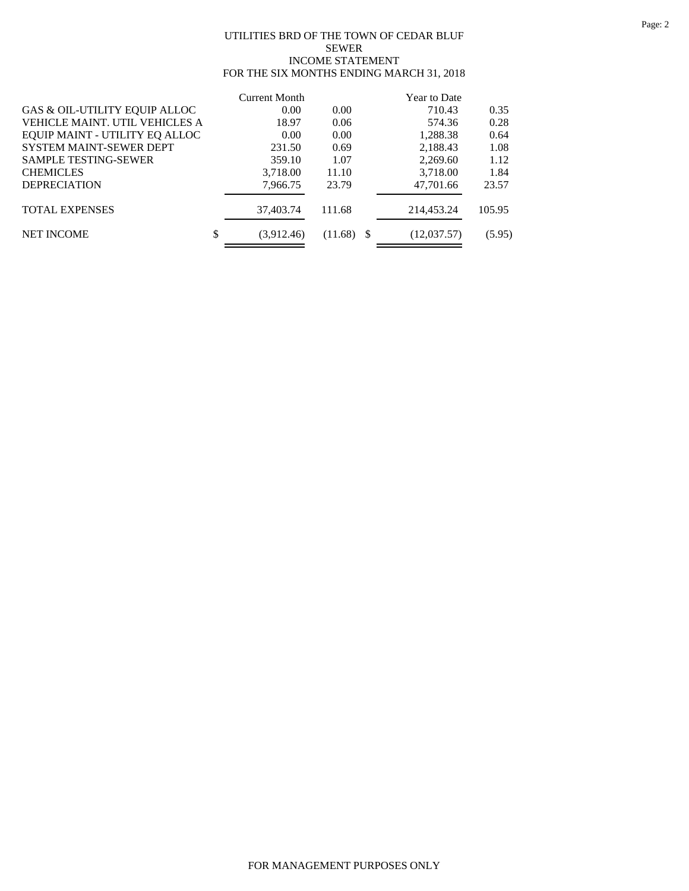UTILITIES BRD OF THE TOWN OF CEDAR BLUF
SEWER
INCOME STATEMENT
FOR THE SIX MONTHS ENDING MARCH 31, 2018

| | Current Month | | Year to Date | |
|---|---|---|---|---|
| GAS & OIL-UTILITY EQUIP ALLOC | 0.00 | 0.00 | 710.43 | 0.35 |
| VEHICLE MAINT. UTIL VEHICLES A | 18.97 | 0.06 | 574.36 | 0.28 |
| EQUIP MAINT - UTILITY EQ ALLOC | 0.00 | 0.00 | 1,288.38 | 0.64 |
| SYSTEM MAINT-SEWER DEPT | 231.50 | 0.69 | 2,188.43 | 1.08 |
| SAMPLE TESTING-SEWER | 359.10 | 1.07 | 2,269.60 | 1.12 |
| CHEMICLES | 3,718.00 | 11.10 | 3,718.00 | 1.84 |
| DEPRECIATION | 7,966.75 | 23.79 | 47,701.66 | 23.57 |
| TOTAL EXPENSES | 37,403.74 | 111.68 | 214,453.24 | 105.95 |
| NET INCOME | $ (3,912.46) | (11.68) | $ (12,037.57) | (5.95) |

FOR MANAGEMENT PURPOSES ONLY